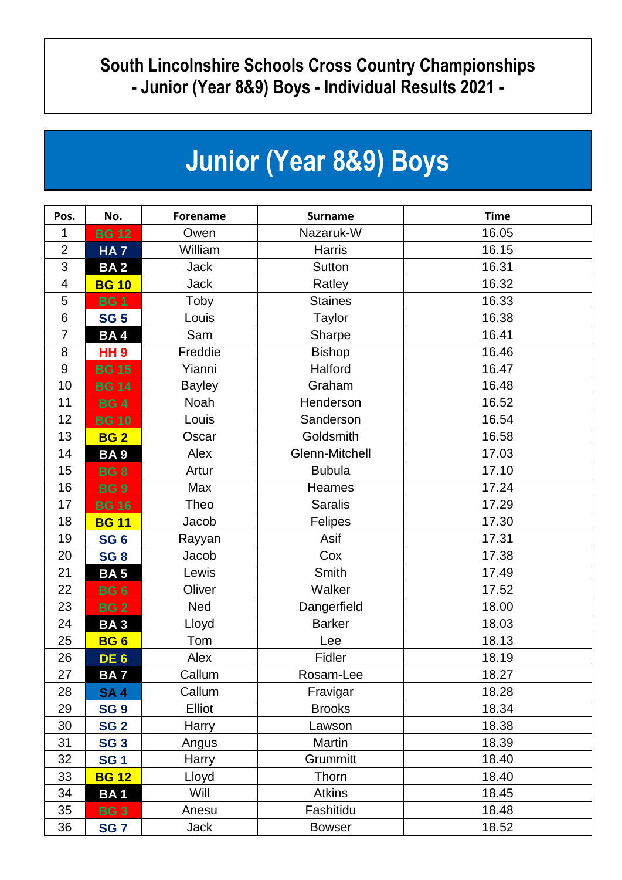# South Lincolnshire Schools Cross Country Championships - Junior (Year 8&9) Boys - Individual Results 2021 -

## Junior (Year 8&9) Boys

| Pos. | No. | Forename | Surname | Time |
|---|---|---|---|---|
| 1 | BG 12 | Owen | Nazaruk-W | 16.05 |
| 2 | HA 7 | William | Harris | 16.15 |
| 3 | BA 2 | Jack | Sutton | 16.31 |
| 4 | BG 10 | Jack | Ratley | 16.32 |
| 5 | BG 1 | Toby | Staines | 16.33 |
| 6 | SG 5 | Louis | Taylor | 16.38 |
| 7 | BA 4 | Sam | Sharpe | 16.41 |
| 8 | HH 9 | Freddie | Bishop | 16.46 |
| 9 | BG 15 | Yianni | Halford | 16.47 |
| 10 | BG 14 | Bayley | Graham | 16.48 |
| 11 | BG 4 | Noah | Henderson | 16.52 |
| 12 | BG 10 | Louis | Sanderson | 16.54 |
| 13 | BG 2 | Oscar | Goldsmith | 16.58 |
| 14 | BA 9 | Alex | Glenn-Mitchell | 17.03 |
| 15 | BG 8 | Artur | Bubula | 17.10 |
| 16 | BG 9 | Max | Heames | 17.24 |
| 17 | BG 16 | Theo | Saralis | 17.29 |
| 18 | BG 11 | Jacob | Felipes | 17.30 |
| 19 | SG 6 | Rayyan | Asif | 17.31 |
| 20 | SG 8 | Jacob | Cox | 17.38 |
| 21 | BA 5 | Lewis | Smith | 17.49 |
| 22 | BG 6 | Oliver | Walker | 17.52 |
| 23 | BG 2 | Ned | Dangerfield | 18.00 |
| 24 | BA 3 | Lloyd | Barker | 18.03 |
| 25 | BG 6 | Tom | Lee | 18.13 |
| 26 | DE 6 | Alex | Fidler | 18.19 |
| 27 | BA 7 | Callum | Rosam-Lee | 18.27 |
| 28 | SA 4 | Callum | Fravigar | 18.28 |
| 29 | SG 9 | Elliot | Brooks | 18.34 |
| 30 | SG 2 | Harry | Lawson | 18.38 |
| 31 | SG 3 | Angus | Martin | 18.39 |
| 32 | SG 1 | Harry | Grummitt | 18.40 |
| 33 | BG 12 | Lloyd | Thorn | 18.40 |
| 34 | BA 1 | Will | Atkins | 18.45 |
| 35 | BG 3 | Anesu | Fashitidu | 18.48 |
| 36 | SG 7 | Jack | Bowser | 18.52 |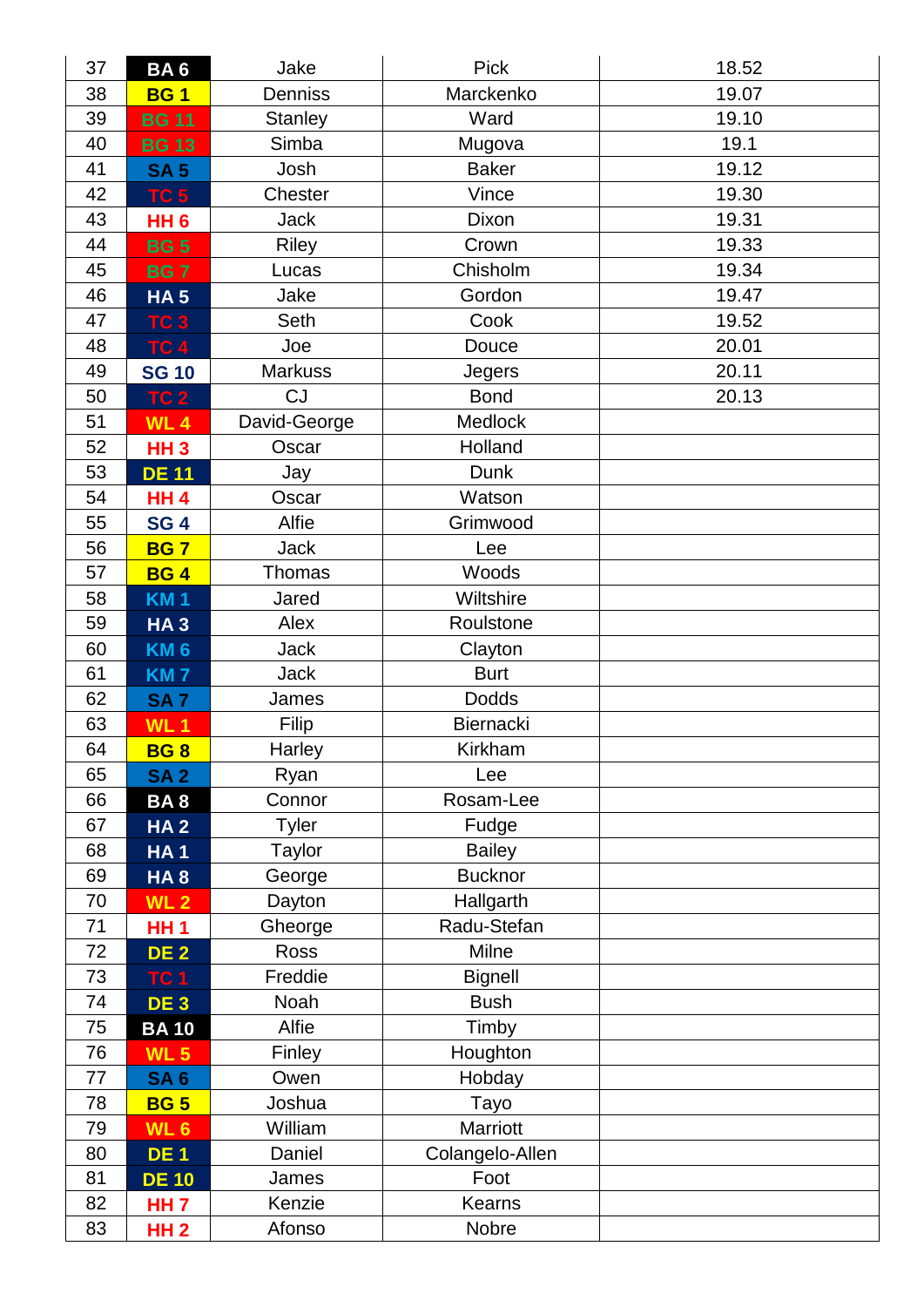| 37 | BA 6 | Jake | Pick | 18.52 |
|---|---|---|---|---|
| 38 | BG 1 | Denniss | Marckenko | 19.07 |
| 39 | BG 11 | Stanley | Ward | 19.10 |
| 40 | BG 13 | Simba | Mugova | 19.1 |
| 41 | SA 5 | Josh | Baker | 19.12 |
| 42 | TC 5 | Chester | Vince | 19.30 |
| 43 | HH 6 | Jack | Dixon | 19.31 |
| 44 | BG 5 | Riley | Crown | 19.33 |
| 45 | BG 7 | Lucas | Chisholm | 19.34 |
| 46 | HA 5 | Jake | Gordon | 19.47 |
| 47 | TC 3 | Seth | Cook | 19.52 |
| 48 | TC 4 | Joe | Douce | 20.01 |
| 49 | SG 10 | Markuss | Jegers | 20.11 |
| 50 | TC 2 | CJ | Bond | 20.13 |
| 51 | WL 4 | David-George | Medlock | |
| 52 | HH 3 | Oscar | Holland | |
| 53 | DE 11 | Jay | Dunk | |
| 54 | HH 4 | Oscar | Watson | |
| 55 | SG 4 | Alfie | Grimwood | |
| 56 | BG 7 | Jack | Lee | |
| 57 | BG 4 | Thomas | Woods | |
| 58 | KM 1 | Jared | Wiltshire | |
| 59 | HA 3 | Alex | Roulstone | |
| 60 | KM 6 | Jack | Clayton | |
| 61 | KM 7 | Jack | Burt | |
| 62 | SA 7 | James | Dodds | |
| 63 | WL 1 | Filip | Biernacki | |
| 64 | BG 8 | Harley | Kirkham | |
| 65 | SA 2 | Ryan | Lee | |
| 66 | BA 8 | Connor | Rosam-Lee | |
| 67 | HA 2 | Tyler | Fudge | |
| 68 | HA 1 | Taylor | Bailey | |
| 69 | HA 8 | George | Bucknor | |
| 70 | WL 2 | Dayton | Hallgarth | |
| 71 | HH 1 | Gheorge | Radu-Stefan | |
| 72 | DE 2 | Ross | Milne | |
| 73 | TC 1 | Freddie | Bignell | |
| 74 | DE 3 | Noah | Bush | |
| 75 | BA 10 | Alfie | Timby | |
| 76 | WL 5 | Finley | Houghton | |
| 77 | SA 6 | Owen | Hobday | |
| 78 | BG 5 | Joshua | Tayo | |
| 79 | WL 6 | William | Marriott | |
| 80 | DE 1 | Daniel | Colangelo-Allen | |
| 81 | DE 10 | James | Foot | |
| 82 | HH 7 | Kenzie | Kearns | |
| 83 | HH 2 | Afonso | Nobre | |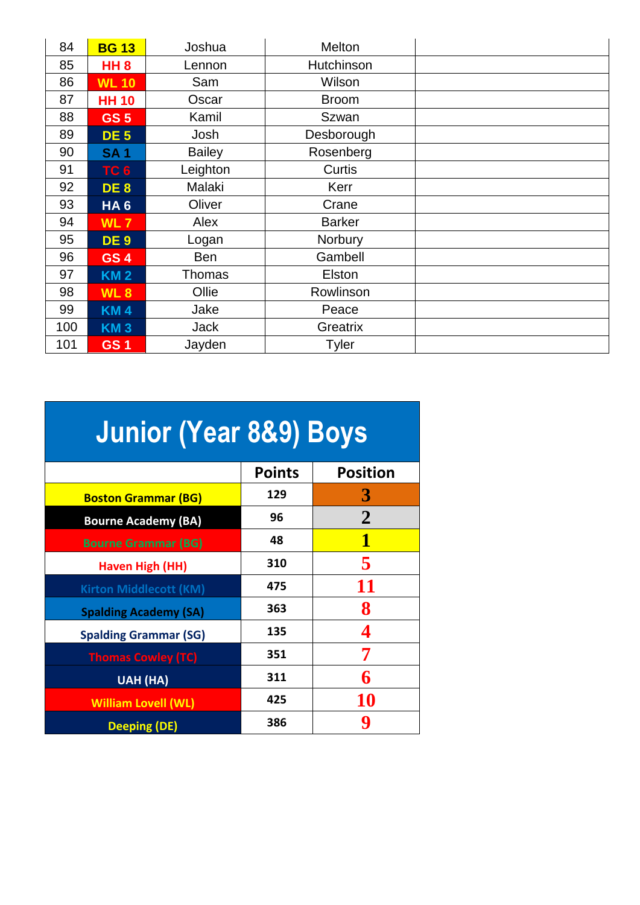| | | | | |
|---|---|---|---|---|
| 84 | BG 13 | Joshua | Melton | |
| 85 | HH 8 | Lennon | Hutchinson | |
| 86 | WL 10 | Sam | Wilson | |
| 87 | HH 10 | Oscar | Broom | |
| 88 | GS 5 | Kamil | Szwan | |
| 89 | DE 5 | Josh | Desborough | |
| 90 | SA 1 | Bailey | Rosenberg | |
| 91 | TC 6 | Leighton | Curtis | |
| 92 | DE 8 | Malaki | Kerr | |
| 93 | HA 6 | Oliver | Crane | |
| 94 | WL 7 | Alex | Barker | |
| 95 | DE 9 | Logan | Norbury | |
| 96 | GS 4 | Ben | Gambell | |
| 97 | KM 2 | Thomas | Elston | |
| 98 | WL 8 | Ollie | Rowlinson | |
| 99 | KM 4 | Jake | Peace | |
| 100 | KM 3 | Jack | Greatrix | |
| 101 | GS 1 | Jayden | Tyler | |

# Junior (Year 8&9) Boys

| | Points | Position |
|---|---|---|
| Boston Grammar (BG) | 129 | 3 |
| Bourne Academy (BA) | 96 | 2 |
| Bourne Grammar (BG) | 48 | 1 |
| Haven High (HH) | 310 | 5 |
| Kirton Middlecott (KM) | 475 | 11 |
| Spalding Academy (SA) | 363 | 8 |
| Spalding Grammar (SG) | 135 | 4 |
| Thomas Cowley (TC) | 351 | 7 |
| UAH (HA) | 311 | 6 |
| William Lovell (WL) | 425 | 10 |
| Deeping (DE) | 386 | 9 |